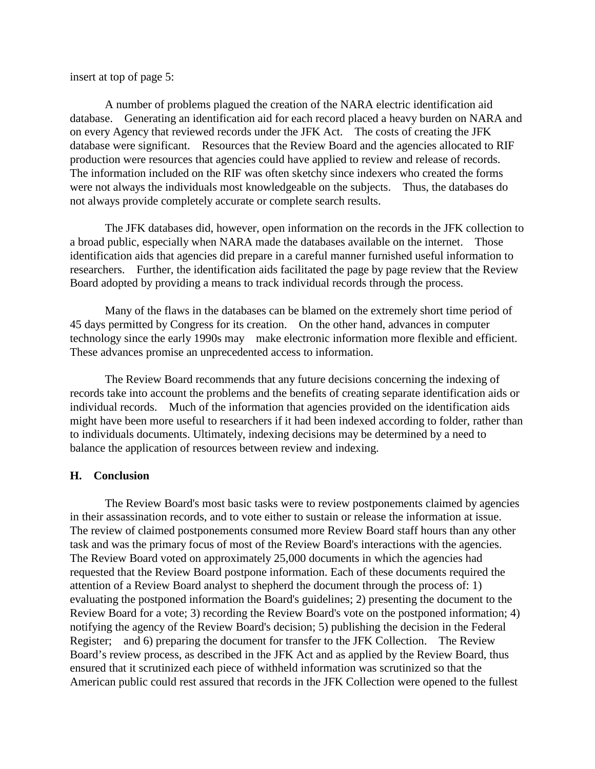insert at top of page 5:

A number of problems plagued the creation of the NARA electric identification aid database. Generating an identification aid for each record placed a heavy burden on NARA and on every Agency that reviewed records under the JFK Act. The costs of creating the JFK database were significant. Resources that the Review Board and the agencies allocated to RIF production were resources that agencies could have applied to review and release of records. The information included on the RIF was often sketchy since indexers who created the forms were not always the individuals most knowledgeable on the subjects. Thus, the databases do not always provide completely accurate or complete search results.

The JFK databases did, however, open information on the records in the JFK collection to a broad public, especially when NARA made the databases available on the internet. Those identification aids that agencies did prepare in a careful manner furnished useful information to researchers. Further, the identification aids facilitated the page by page review that the Review Board adopted by providing a means to track individual records through the process.

Many of the flaws in the databases can be blamed on the extremely short time period of 45 days permitted by Congress for its creation. On the other hand, advances in computer technology since the early 1990s may make electronic information more flexible and efficient. These advances promise an unprecedented access to information.

The Review Board recommends that any future decisions concerning the indexing of records take into account the problems and the benefits of creating separate identification aids or individual records. Much of the information that agencies provided on the identification aids might have been more useful to researchers if it had been indexed according to folder, rather than to individuals documents. Ultimately, indexing decisions may be determined by a need to balance the application of resources between review and indexing.

**H. Conclusion**

The Review Board's most basic tasks were to review postponements claimed by agencies in their assassination records, and to vote either to sustain or release the information at issue. The review of claimed postponements consumed more Review Board staff hours than any other task and was the primary focus of most of the Review Board's interactions with the agencies. The Review Board voted on approximately 25,000 documents in which the agencies had requested that the Review Board postpone information. Each of these documents required the attention of a Review Board analyst to shepherd the document through the process of: 1) evaluating the postponed information the Board's guidelines; 2) presenting the document to the Review Board for a vote; 3) recording the Review Board's vote on the postponed information; 4) notifying the agency of the Review Board's decision; 5) publishing the decision in the Federal Register; and 6) preparing the document for transfer to the JFK Collection. The Review Board's review process, as described in the JFK Act and as applied by the Review Board, thus ensured that it scrutinized each piece of withheld information was scrutinized so that the American public could rest assured that records in the JFK Collection were opened to the fullest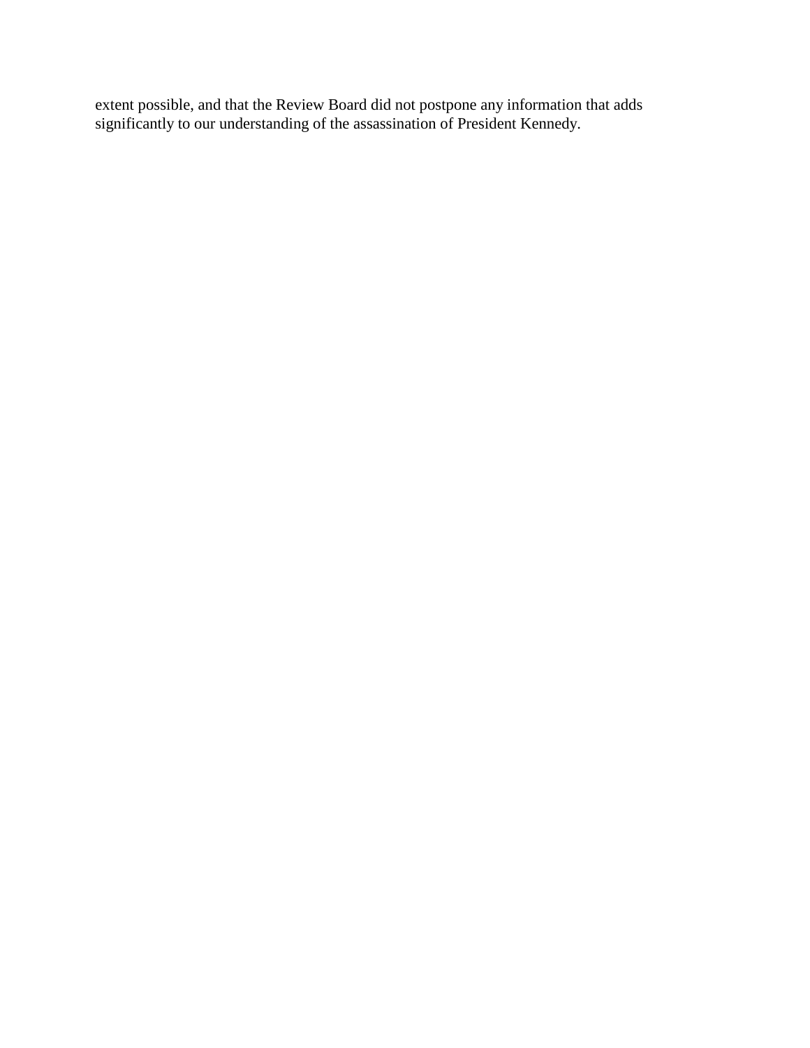extent possible, and that the Review Board did not postpone any information that adds significantly to our understanding of the assassination of President Kennedy.